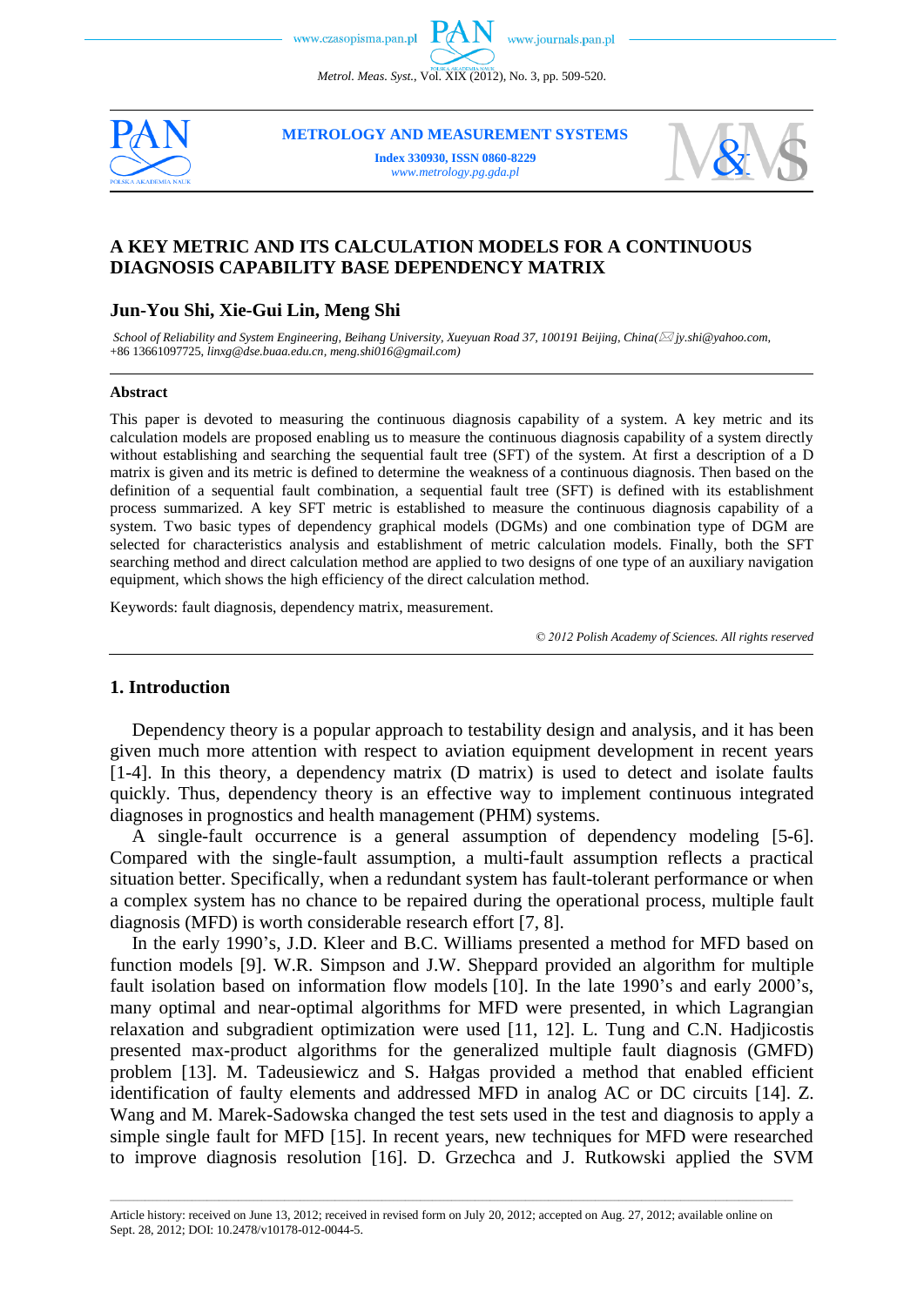## A KEY METRIC AND ITS CALCULATION MODELS FOR A CONTINUOUS DIAGNOSIS CAPABILITY BASE DEPENDENCY MATRIX

### Jun-You Shi, Xie-Gui Lin, Meng Shi

*School of Reliability and System Engineering, Beihang University, Xueyuan Road 37, 100191 Beijing, China(✉jy.shi@yahoo.com, +86 13661097725, linxg@dse.buaa.edu.cn, meng.shi016@gmail.com)*

#### Abstract

This paper is devoted to measuring the continuous diagnosis capability of a system. A key metric and its calculation models are proposed enabling us to measure the continuous diagnosis capability of a system directly without establishing and searching the sequential fault tree (SFT) of the system. At first a description of a D matrix is given and its metric is defined to determine the weakness of a continuous diagnosis. Then based on the definition of a sequential fault combination, a sequential fault tree (SFT) is defined with its establishment process summarized. A key SFT metric is established to measure the continuous diagnosis capability of a system. Two basic types of dependency graphical models (DGMs) and one combination type of DGM are selected for characteristics analysis and establishment of metric calculation models. Finally, both the SFT searching method and direct calculation method are applied to two designs of one type of an auxiliary navigation equipment, which shows the high efficiency of the direct calculation method.

Keywords: fault diagnosis, dependency matrix, measurement.

*© 2012 Polish Academy of Sciences. All rights reserved*

## 1. Introduction

Dependency theory is a popular approach to testability design and analysis, and it has been given much more attention with respect to aviation equipment development in recent years [1-4]. In this theory, a dependency matrix (D matrix) is used to detect and isolate faults quickly. Thus, dependency theory is an effective way to implement continuous integrated diagnoses in prognostics and health management (PHM) systems.

A single-fault occurrence is a general assumption of dependency modeling [5-6]. Compared with the single-fault assumption, a multi-fault assumption reflects a practical situation better. Specifically, when a redundant system has fault-tolerant performance or when a complex system has no chance to be repaired during the operational process, multiple fault diagnosis (MFD) is worth considerable research effort [7, 8].

In the early 1990's, J.D. Kleer and B.C. Williams presented a method for MFD based on function models [9]. W.R. Simpson and J.W. Sheppard provided an algorithm for multiple fault isolation based on information flow models [10]. In the late 1990's and early 2000's, many optimal and near-optimal algorithms for MFD were presented, in which Lagrangian relaxation and subgradient optimization were used [11, 12]. L. Tung and C.N. Hadjicostis presented max-product algorithms for the generalized multiple fault diagnosis (GMFD) problem [13]. M. Tadeusiewicz and S. Hałgas provided a method that enabled efficient identification of faulty elements and addressed MFD in analog AC or DC circuits [14]. Z. Wang and M. Marek-Sadowska changed the test sets used in the test and diagnosis to apply a simple single fault for MFD [15]. In recent years, new techniques for MFD were researched to improve diagnosis resolution [16]. D. Grzechca and J. Rutkowski applied the SVM

Article history: received on June 13, 2012; received in revised form on July 20, 2012; accepted on Aug. 27, 2012; available online on Sept. 28, 2012; DOI: 10.2478/v10178-012-0044-5.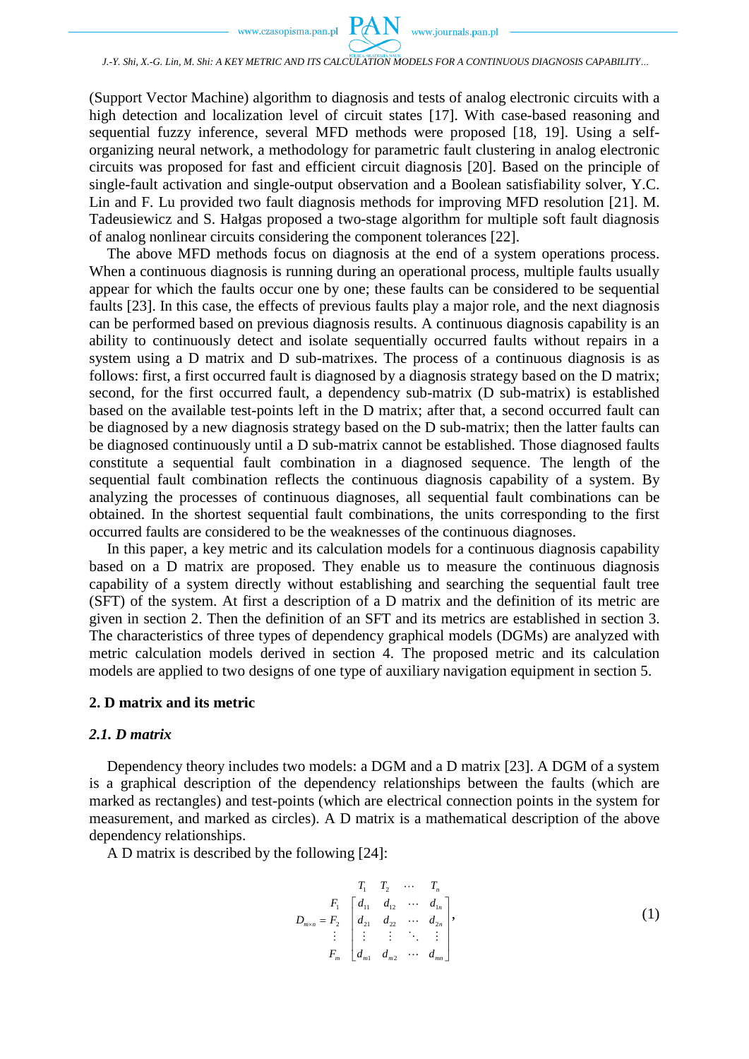(Support Vector Machine) algorithm to diagnosis and tests of analog electronic circuits with a high detection and localization level of circuit states [17]. With case-based reasoning and sequential fuzzy inference, several MFD methods were proposed [18, 19]. Using a self-organizing neural network, a methodology for parametric fault clustering in analog electronic circuits was proposed for fast and efficient circuit diagnosis [20]. Based on the principle of single-fault activation and single-output observation and a Boolean satisfiability solver, Y.C. Lin and F. Lu provided two fault diagnosis methods for improving MFD resolution [21]. M. Tadeusiewicz and S. Hałgas proposed a two-stage algorithm for multiple soft fault diagnosis of analog nonlinear circuits considering the component tolerances [22].

The above MFD methods focus on diagnosis at the end of a system operations process. When a continuous diagnosis is running during an operational process, multiple faults usually appear for which the faults occur one by one; these faults can be considered to be sequential faults [23]. In this case, the effects of previous faults play a major role, and the next diagnosis can be performed based on previous diagnosis results. A continuous diagnosis capability is an ability to continuously detect and isolate sequentially occurred faults without repairs in a system using a D matrix and D sub-matrixes. The process of a continuous diagnosis is as follows: first, a first occurred fault is diagnosed by a diagnosis strategy based on the D matrix; second, for the first occurred fault, a dependency sub-matrix (D sub-matrix) is established based on the available test-points left in the D matrix; after that, a second occurred fault can be diagnosed by a new diagnosis strategy based on the D sub-matrix; then the latter faults can be diagnosed continuously until a D sub-matrix cannot be established. Those diagnosed faults constitute a sequential fault combination in a diagnosed sequence. The length of the sequential fault combination reflects the continuous diagnosis capability of a system. By analyzing the processes of continuous diagnoses, all sequential fault combinations can be obtained. In the shortest sequential fault combinations, the units corresponding to the first occurred faults are considered to be the weaknesses of the continuous diagnoses.

In this paper, a key metric and its calculation models for a continuous diagnosis capability based on a D matrix are proposed. They enable us to measure the continuous diagnosis capability of a system directly without establishing and searching the sequential fault tree (SFT) of the system. At first a description of a D matrix and the definition of its metric are given in section 2. Then the definition of an SFT and its metrics are established in section 3. The characteristics of three types of dependency graphical models (DGMs) are analyzed with metric calculation models derived in section 4. The proposed metric and its calculation models are applied to two designs of one type of auxiliary navigation equipment in section 5.

## 2. D matrix and its metric

### *2.1. D matrix*

Dependency theory includes two models: a DGM and a D matrix [23]. A DGM of a system is a graphical description of the dependency relationships between the faults (which are marked as rectangles) and test-points (which are electrical connection points in the system for measurement, and marked as circles). A D matrix is a mathematical description of the above dependency relationships.

A D matrix is described by the following [24]:

$$D_{m\times n} = \begin{array}{c} \\ F_1 \\ F_2 \\ \vdots \\ F_m \end{array} \begin{array}{c} \begin{array}{cccc} T_1 & T_2 & \cdots & T_n \end{array} \\ \begin{bmatrix} d_{11} & d_{12} & \cdots & d_{1n} \\ d_{21} & d_{22} & \cdots & d_{2n} \\ \vdots & \vdots & \ddots & \vdots \\ d_{m1} & d_{m2} & \cdots & d_{mn} \end{bmatrix} \end{array}, \tag{1}$$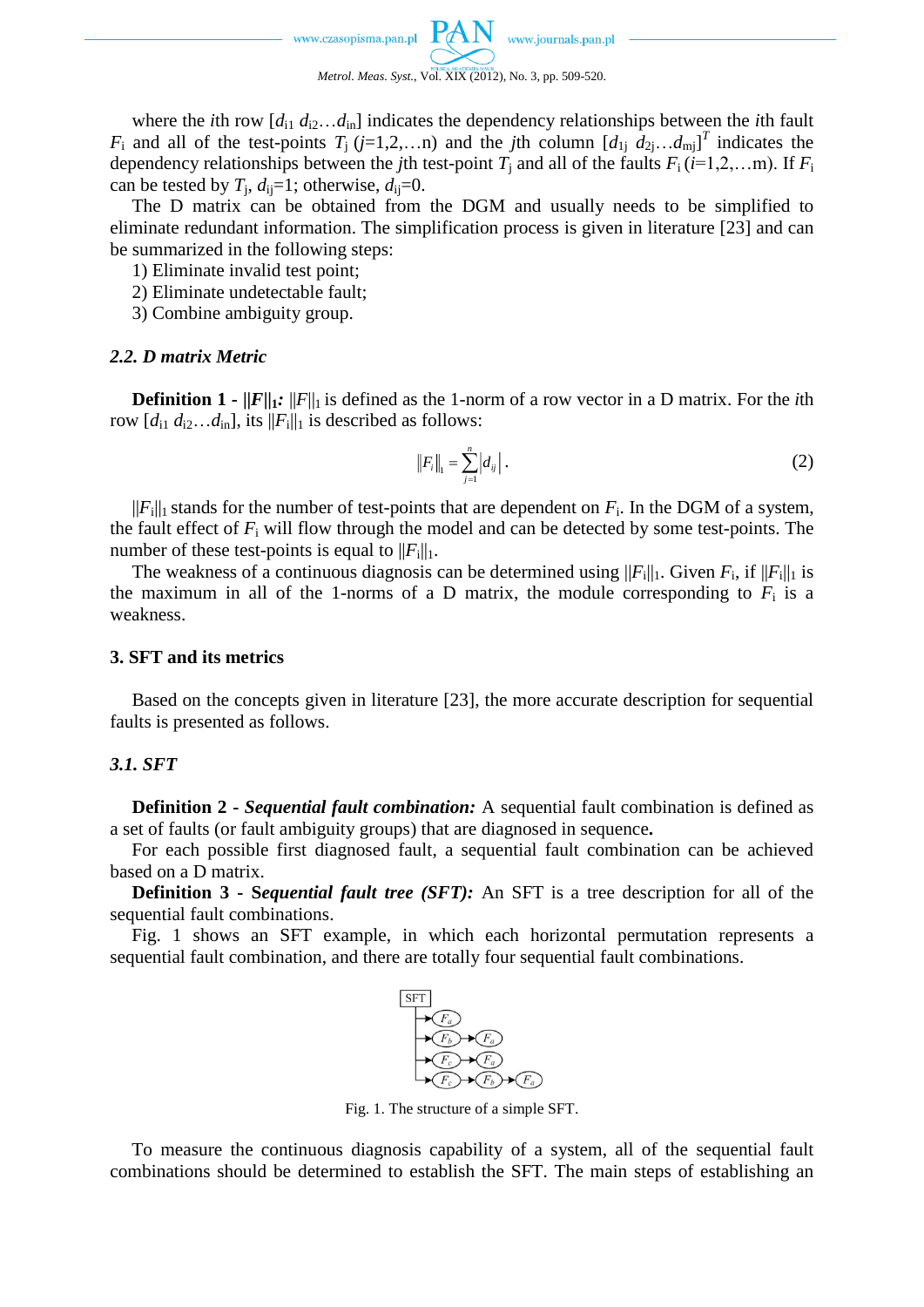where the $i$th row $[d_{i1}\ d_{i2}\ldots d_{in}]$ indicates the dependency relationships between the $i$th fault $F_i$ and all of the test-points $T_j$ ($j$=1,2,…n) and the $j$th column $[d_{1j}\ d_{2j}\ldots d_{mj}]^T$ indicates the dependency relationships between the $j$th test-point $T_j$ and all of the faults $F_i$ ($i$=1,2,…m). If $F_i$ can be tested by $T_j$, $d_{ij}=1$; otherwise, $d_{ij}=0$.

The D matrix can be obtained from the DGM and usually needs to be simplified to eliminate redundant information. The simplification process is given in literature [23] and can be summarized in the following steps:

1) Eliminate invalid test point;
2) Eliminate undetectable fault;
3) Combine ambiguity group.

### 2.2. D matrix Metric

**Definition 1 - $\|F\|_1$:** $\|F\|_1$ is defined as the 1-norm of a row vector in a D matrix. For the $i$th row $[d_{i1}\ d_{i2}\ldots d_{in}]$, its $\|F_i\|_1$ is described as follows:

$$\|F_i\|_1 = \sum_{j=1}^{n} |d_{ij}| . \tag{2}$$

$\|F_i\|_1$ stands for the number of test-points that are dependent on $F_i$. In the DGM of a system, the fault effect of $F_i$ will flow through the model and can be detected by some test-points. The number of these test-points is equal to $\|F_i\|_1$.

The weakness of a continuous diagnosis can be determined using $\|F_i\|_1$. Given $F_i$, if $\|F_i\|_1$ is the maximum in all of the 1-norms of a D matrix, the module corresponding to $F_i$ is a weakness.

## 3. SFT and its metrics

Based on the concepts given in literature [23], the more accurate description for sequential faults is presented as follows.

### 3.1. SFT

**Definition 2 - *Sequential fault combination:*** A sequential fault combination is defined as a set of faults (or fault ambiguity groups) that are diagnosed in sequence**.**

For each possible first diagnosed fault, a sequential fault combination can be achieved based on a D matrix.

**Definition 3 - Se*quential fault tree (SFT):*** An SFT is a tree description for all of the sequential fault combinations.

Fig. 1 shows an SFT example, in which each horizontal permutation represents a sequential fault combination, and there are totally four sequential fault combinations.

```
SFT
 ├→ F_a
 ├→ F_b → F_a
 ├→ F_c → F_a
 └→ F_c → F_b → F_a
```

Fig. 1. The structure of a simple SFT.

To measure the continuous diagnosis capability of a system, all of the sequential fault combinations should be determined to establish the SFT. The main steps of establishing an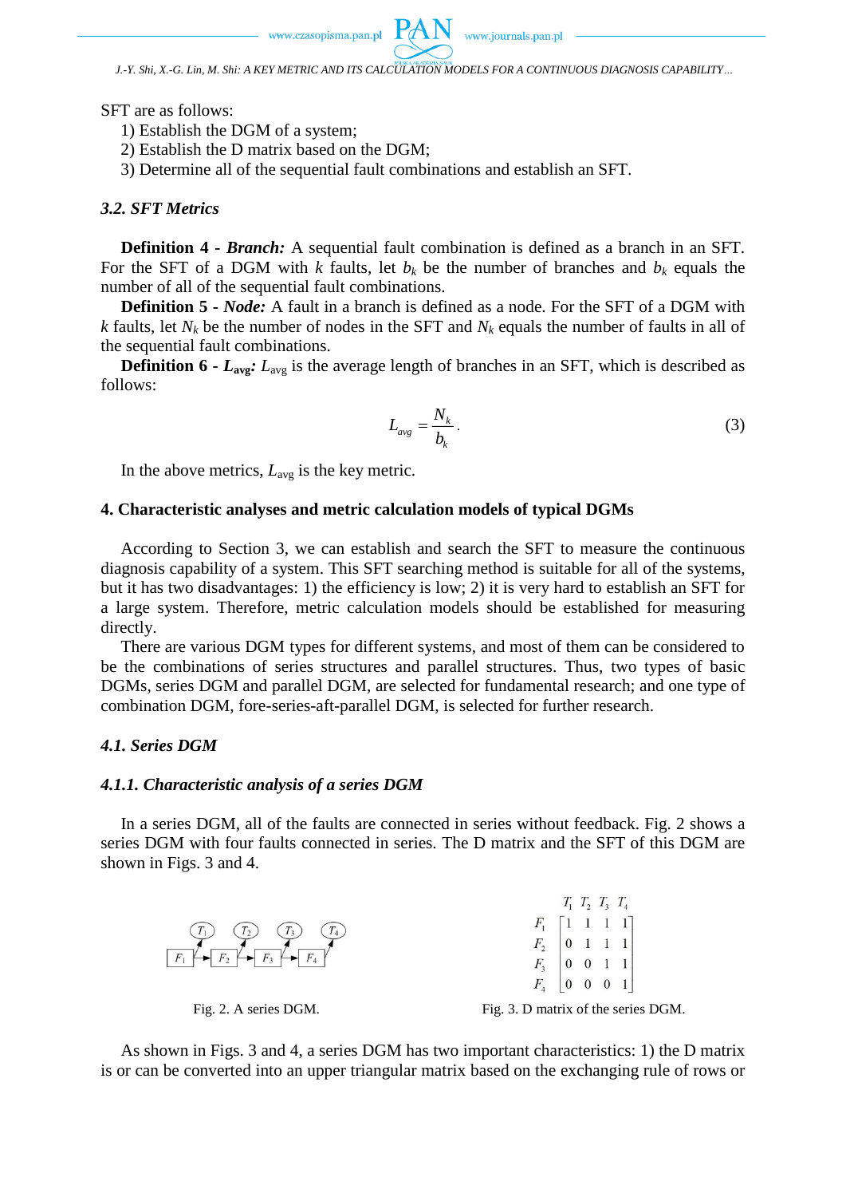SFT are as follows:

1) Establish the DGM of a system;
2) Establish the D matrix based on the DGM;
3) Determine all of the sequential fault combinations and establish an SFT.

### 3.2. SFT Metrics

**Definition 4 -** ***Branch:*** A sequential fault combination is defined as a branch in an SFT. For the SFT of a DGM with $k$ faults, let $b_k$ be the number of branches and $b_k$ equals the number of all of the sequential fault combinations.

**Definition 5 -** ***Node:*** A fault in a branch is defined as a node. For the SFT of a DGM with $k$ faults, let $N_k$ be the number of nodes in the SFT and $N_k$ equals the number of faults in all of the sequential fault combinations.

**Definition 6 -** $\boldsymbol{L_{avg}}$**:** $L_{avg}$ is the average length of branches in an SFT, which is described as follows:

$$L_{avg} = \frac{N_k}{b_k}. \tag{3}$$

In the above metrics, $L_{avg}$ is the key metric.

## 4. Characteristic analyses and metric calculation models of typical DGMs

According to Section 3, we can establish and search the SFT to measure the continuous diagnosis capability of a system. This SFT searching method is suitable for all of the systems, but it has two disadvantages: 1) the efficiency is low; 2) it is very hard to establish an SFT for a large system. Therefore, metric calculation models should be established for measuring directly.

There are various DGM types for different systems, and most of them can be considered to be the combinations of series structures and parallel structures. Thus, two types of basic DGMs, series DGM and parallel DGM, are selected for fundamental research; and one type of combination DGM, fore-series-aft-parallel DGM, is selected for further research.

### 4.1. Series DGM

#### 4.1.1. Characteristic analysis of a series DGM

In a series DGM, all of the faults are connected in series without feedback. Fig. 2 shows a series DGM with four faults connected in series. The D matrix and the SFT of this DGM are shown in Figs. 3 and 4.

Fig. 2. A series DGM.

$$\begin{array}{c} \\ F_1 \\ F_2 \\ F_3 \\ F_4 \end{array} \begin{array}{c} \begin{matrix} T_1 & T_2 & T_3 & T_4 \end{matrix} \\ \begin{bmatrix} 1 & 1 & 1 & 1 \\ 0 & 1 & 1 & 1 \\ 0 & 0 & 1 & 1 \\ 0 & 0 & 0 & 1 \end{bmatrix} \end{array}$$

Fig. 3. D matrix of the series DGM.

As shown in Figs. 3 and 4, a series DGM has two important characteristics: 1) the D matrix is or can be converted into an upper triangular matrix based on the exchanging rule of rows or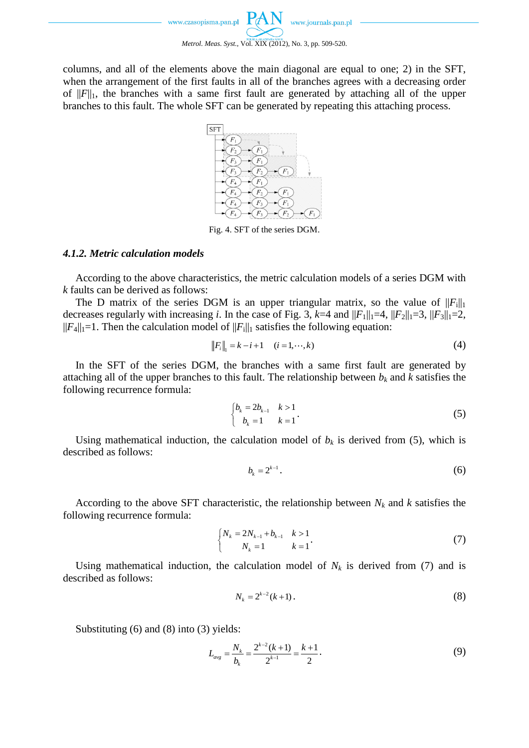columns, and all of the elements above the main diagonal are equal to one; 2) in the SFT, when the arrangement of the first faults in all of the branches agrees with a decreasing order of $\|F\|_1$, the branches with a same first fault are generated by attaching all of the upper branches to this fault. The whole SFT can be generated by repeating this attaching process.

Fig. 4. SFT of the series DGM.

### 4.1.2. Metric calculation models

According to the above characteristics, the metric calculation models of a series DGM with $k$ faults can be derived as follows:

The D matrix of the series DGM is an upper triangular matrix, so the value of $\|F_i\|_1$ decreases regularly with increasing $i$. In the case of Fig. 3, $k$=4 and $\|F_1\|_1$=4, $\|F_2\|_1$=3, $\|F_3\|_1$=2, $\|F_4\|_1$=1. Then the calculation model of $\|F_i\|_1$ satisfies the following equation:

$$\|F_i\|_1 = k - i + 1 \quad (i = 1, \cdots, k) \tag{4}$$

In the SFT of the series DGM, the branches with a same first fault are generated by attaching all of the upper branches to this fault. The relationship between $b_k$ and $k$ satisfies the following recurrence formula:

$$\begin{cases} b_k = 2b_{k-1} & k > 1 \\ b_k = 1 & k = 1 \end{cases}. \tag{5}$$

Using mathematical induction, the calculation model of $b_k$ is derived from (5), which is described as follows:

$$b_k = 2^{k-1}. \tag{6}$$

According to the above SFT characteristic, the relationship between $N_k$ and $k$ satisfies the following recurrence formula:

$$\begin{cases} N_k = 2N_{k-1} + b_{k-1} & k > 1 \\ N_k = 1 & k = 1 \end{cases}. \tag{7}$$

Using mathematical induction, the calculation model of $N_k$ is derived from (7) and is described as follows:

$$N_k = 2^{k-2}(k+1). \tag{8}$$

Substituting (6) and (8) into (3) yields:

$$L_{avg} = \frac{N_k}{b_k} = \frac{2^{k-2}(k+1)}{2^{k-1}} = \frac{k+1}{2}. \tag{9}$$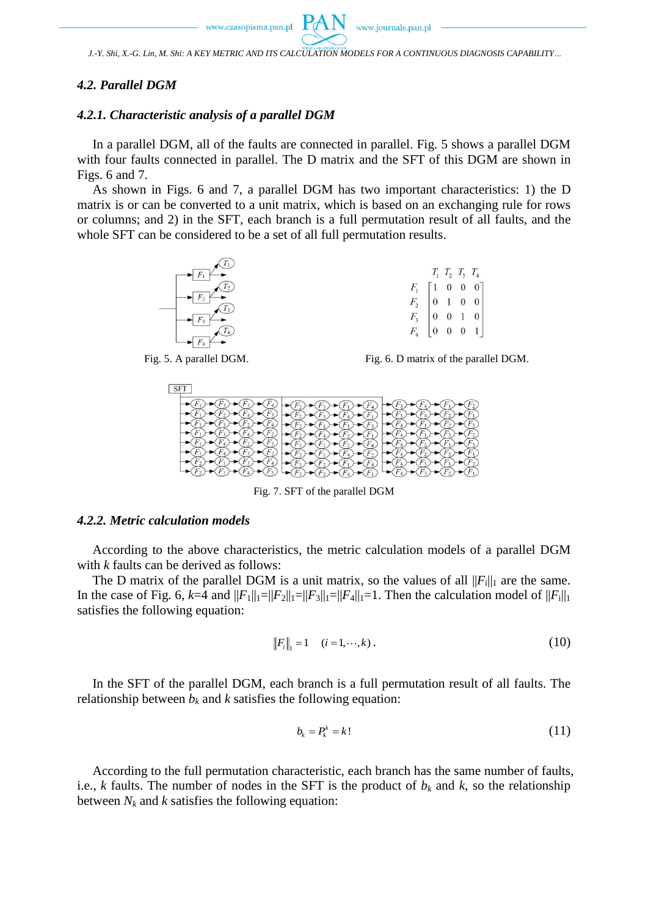### 4.2. Parallel DGM

#### 4.2.1. Characteristic analysis of a parallel DGM

In a parallel DGM, all of the faults are connected in parallel. Fig. 5 shows a parallel DGM with four faults connected in parallel. The D matrix and the SFT of this DGM are shown in Figs. 6 and 7.

As shown in Figs. 6 and 7, a parallel DGM has two important characteristics: 1) the D matrix is or can be converted to a unit matrix, which is based on an exchanging rule for rows or columns; and 2) in the SFT, each branch is a full permutation result of all faults, and the whole SFT can be considered to be a set of all full permutation results.

Fig. 5. A parallel DGM.

$$
\begin{array}{c} \\ F_1 \\ F_2 \\ F_3 \\ F_4 \end{array}
\begin{array}{c} \begin{array}{cccc} T_1 & T_2 & T_3 & T_4 \end{array} \\ \begin{bmatrix} 1 & 0 & 0 & 0 \\ 0 & 1 & 0 & 0 \\ 0 & 0 & 1 & 0 \\ 0 & 0 & 0 & 1 \end{bmatrix} \end{array}
$$

Fig. 6. D matrix of the parallel DGM.

Fig. 7. SFT of the parallel DGM

#### 4.2.2. Metric calculation models

According to the above characteristics, the metric calculation models of a parallel DGM with $k$ faults can be derived as follows:

The D matrix of the parallel DGM is a unit matrix, so the values of all $\|F_i\|_1$ are the same. In the case of Fig. 6, $k$=4 and $\|F_1\|_1=\|F_2\|_1=\|F_3\|_1=\|F_4\|_1=1$. Then the calculation model of $\|F_i\|_1$ satisfies the following equation:

$$
\|F_i\|_1 = 1 \quad (i = 1, \cdots, k). \tag{10}
$$

In the SFT of the parallel DGM, each branch is a full permutation result of all faults. The relationship between $b_k$ and $k$ satisfies the following equation:

$$
b_k = P_k^k = k! \tag{11}
$$

According to the full permutation characteristic, each branch has the same number of faults, i.e., $k$ faults. The number of nodes in the SFT is the product of $b_k$ and $k$, so the relationship between $N_k$ and $k$ satisfies the following equation: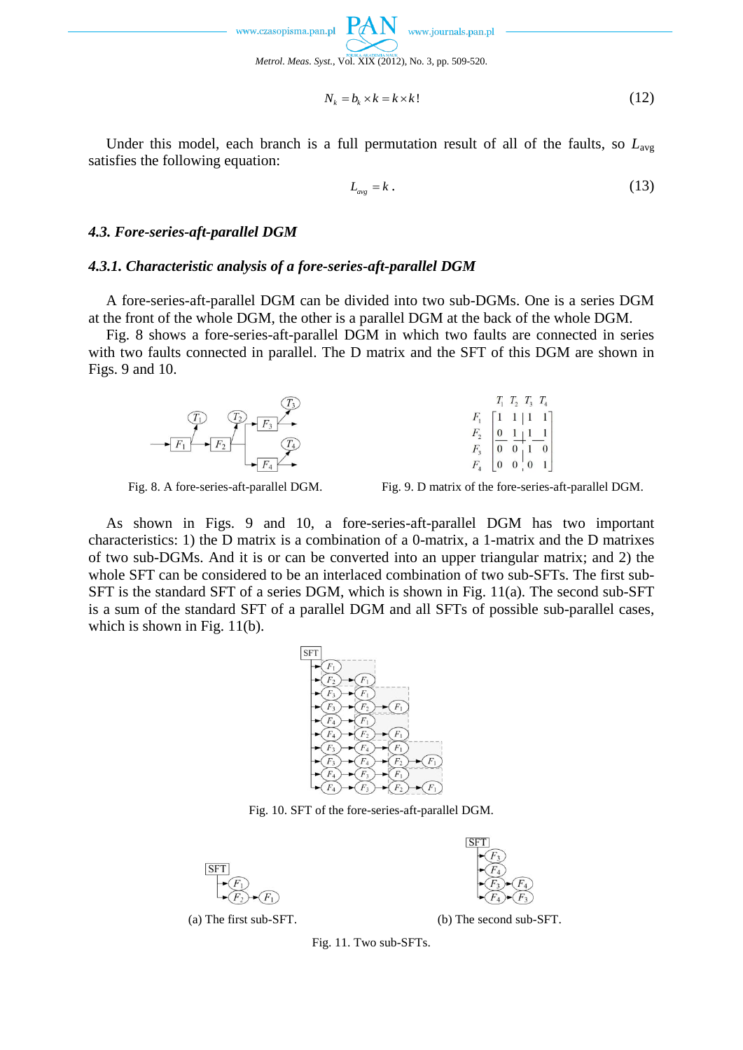$$N_k = b_k \times k = k \times k! \tag{12}$$

Under this model, each branch is a full permutation result of all of the faults, so $L_{avg}$ satisfies the following equation:

$$L_{avg} = k. \tag{13}$$

### *4.3. Fore-series-aft-parallel DGM*

#### *4.3.1. Characteristic analysis of a fore-series-aft-parallel DGM*

A fore-series-aft-parallel DGM can be divided into two sub-DGMs. One is a series DGM at the front of the whole DGM, the other is a parallel DGM at the back of the whole DGM.

Fig. 8 shows a fore-series-aft-parallel DGM in which two faults are connected in series with two faults connected in parallel. The D matrix and the SFT of this DGM are shown in Figs. 9 and 10.

Fig. 8. A fore-series-aft-parallel DGM.

$$\begin{array}{c} \\ F_1 \\ F_2 \\ F_3 \\ F_4 \end{array} \begin{array}{c} \begin{matrix} T_1 & T_2 & T_3 & T_4 \end{matrix} \\ \left[\begin{array}{cc|cc} 1 & 1 & 1 & 1 \\ 0 & 1 & 1 & 1 \\ \hline 0 & 0 & 1 & 0 \\ 0 & 0 & 0 & 1 \end{array}\right] \end{array}$$

Fig. 9. D matrix of the fore-series-aft-parallel DGM.

As shown in Figs. 9 and 10, a fore-series-aft-parallel DGM has two important characteristics: 1) the D matrix is a combination of a 0-matrix, a 1-matrix and the D matrixes of two sub-DGMs. And it is or can be converted into an upper triangular matrix; and 2) the whole SFT can be considered to be an interlaced combination of two sub-SFTs. The first sub-SFT is the standard SFT of a series DGM, which is shown in Fig. 11(a). The second sub-SFT is a sum of the standard SFT of a parallel DGM and all SFTs of possible sub-parallel cases, which is shown in Fig. 11(b).

Fig. 10. SFT of the fore-series-aft-parallel DGM.

(a) The first sub-SFT. (b) The second sub-SFT.

Fig. 11. Two sub-SFTs.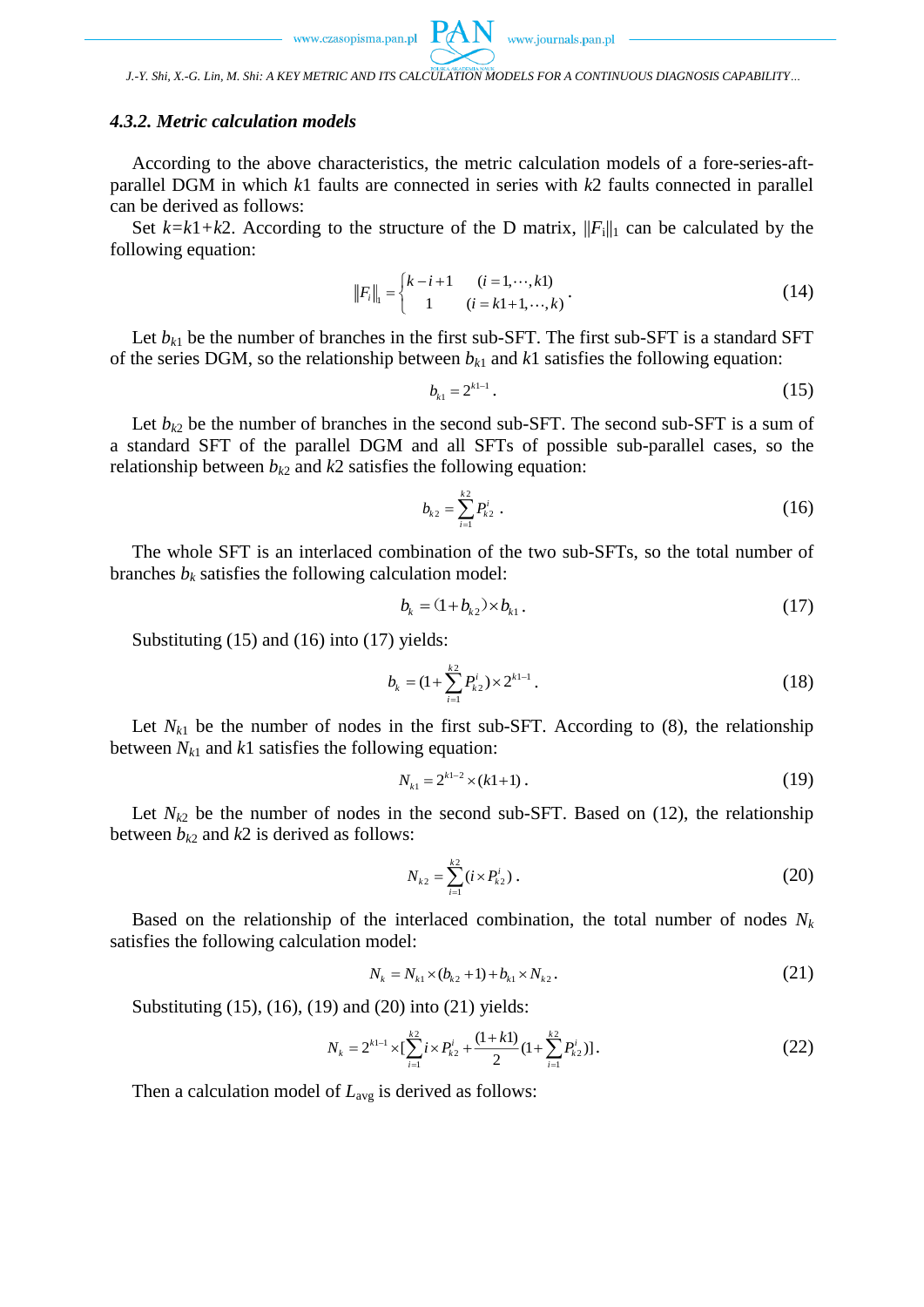#### 4.3.2. Metric calculation models

According to the above characteristics, the metric calculation models of a fore-series-aft-parallel DGM in which $k1$ faults are connected in series with $k2$ faults connected in parallel can be derived as follows:

Set $k$=$k1$+$k2$. According to the structure of the D matrix, $\|F_i\|_1$ can be calculated by the following equation:

$$\|F_i\|_1 = \begin{cases} k-i+1 & (i=1,\cdots,k1) \\ 1 & (i=k1+1,\cdots,k) \end{cases}. \tag{14}$$

Let $b_{k1}$ be the number of branches in the first sub-SFT. The first sub-SFT is a standard SFT of the series DGM, so the relationship between $b_{k1}$ and $k1$ satisfies the following equation:

$$b_{k1} = 2^{k1-1}. \tag{15}$$

Let $b_{k2}$ be the number of branches in the second sub-SFT. The second sub-SFT is a sum of a standard SFT of the parallel DGM and all SFTs of possible sub-parallel cases, so the relationship between $b_{k2}$ and $k2$ satisfies the following equation:

$$b_{k2} = \sum_{i=1}^{k2} P_{k2}^{i}. \tag{16}$$

The whole SFT is an interlaced combination of the two sub-SFTs, so the total number of branches $b_k$ satisfies the following calculation model:

$$b_k = (1+b_{k2}) \times b_{k1}. \tag{17}$$

Substituting (15) and (16) into (17) yields:

$$b_k = (1+\sum_{i=1}^{k2} P_{k2}^{i}) \times 2^{k1-1}. \tag{18}$$

Let $N_{k1}$ be the number of nodes in the first sub-SFT. According to (8), the relationship between $N_{k1}$ and $k1$ satisfies the following equation:

$$N_{k1} = 2^{k1-2} \times (k1+1). \tag{19}$$

Let $N_{k2}$ be the number of nodes in the second sub-SFT. Based on (12), the relationship between $b_{k2}$ and $k2$ is derived as follows:

$$N_{k2} = \sum_{i=1}^{k2} (i \times P_{k2}^{i}). \tag{20}$$

Based on the relationship of the interlaced combination, the total number of nodes $N_k$ satisfies the following calculation model:

$$N_k = N_{k1} \times (b_{k2}+1) + b_{k1} \times N_{k2}. \tag{21}$$

Substituting (15), (16), (19) and (20) into (21) yields:

$$N_k = 2^{k1-1} \times [\sum_{i=1}^{k2} i \times P_{k2}^{i} + \frac{(1+k1)}{2}(1+\sum_{i=1}^{k2} P_{k2}^{i})]. \tag{22}$$

Then a calculation model of $L_{\text{avg}}$ is derived as follows: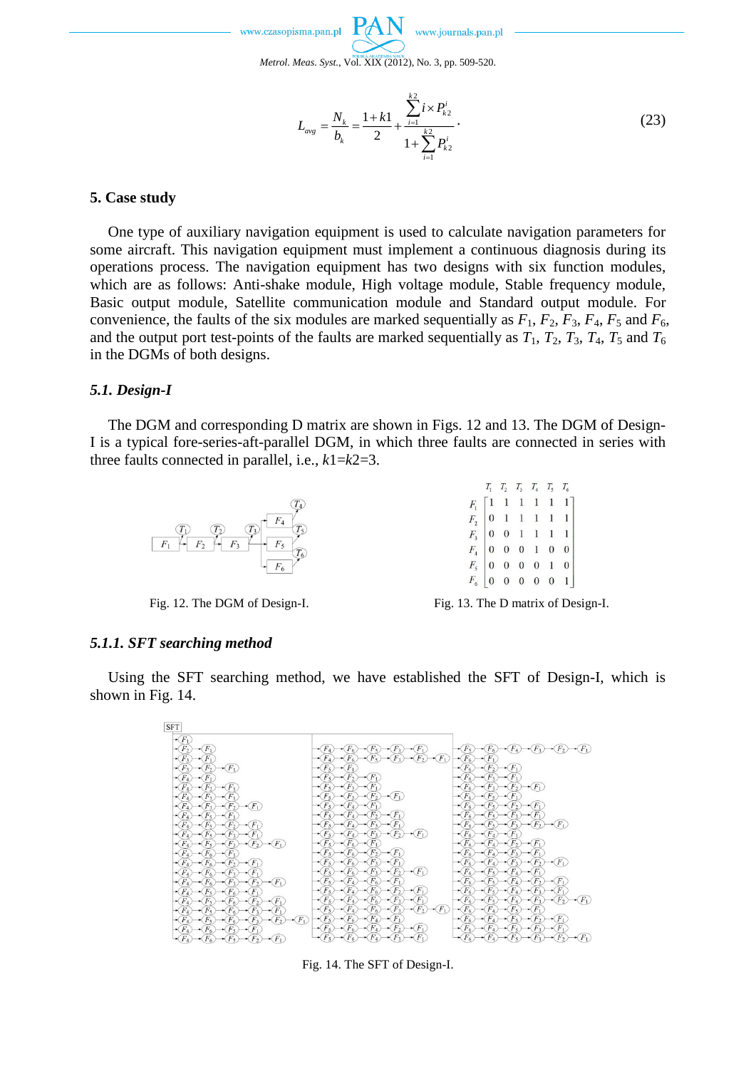$$L_{avg} = \frac{N_k}{b_k} = \frac{1+k1}{2} + \frac{\sum_{i=1}^{k2} i \times P_{k2}^i}{1+\sum_{i=1}^{k2} P_{k2}^i}. \tag{23}$$

## 5. Case study

One type of auxiliary navigation equipment is used to calculate navigation parameters for some aircraft. This navigation equipment must implement a continuous diagnosis during its operations process. The navigation equipment has two designs with six function modules, which are as follows: Anti-shake module, High voltage module, Stable frequency module, Basic output module, Satellite communication module and Standard output module. For convenience, the faults of the six modules are marked sequentially as $F_1$, $F_2$, $F_3$, $F_4$, $F_5$ and $F_6$, and the output port test-points of the faults are marked sequentially as $T_1$, $T_2$, $T_3$, $T_4$, $T_5$ and $T_6$ in the DGMs of both designs.

### *5.1. Design-I*

The DGM and corresponding D matrix are shown in Figs. 12 and 13. The DGM of Design-I is a typical fore-series-aft-parallel DGM, in which three faults are connected in series with three faults connected in parallel, i.e., $k1$=$k2$=3.

Fig. 12. The DGM of Design-I.

|  | $T_1$ | $T_2$ | $T_3$ | $T_4$ | $T_5$ | $T_6$ |
|---|---|---|---|---|---|---|
| $F_1$ | 1 | 1 | 1 | 1 | 1 | 1 |
| $F_2$ | 0 | 1 | 1 | 1 | 1 | 1 |
| $F_3$ | 0 | 0 | 1 | 1 | 1 | 1 |
| $F_4$ | 0 | 0 | 0 | 1 | 0 | 0 |
| $F_5$ | 0 | 0 | 0 | 0 | 1 | 0 |
| $F_6$ | 0 | 0 | 0 | 0 | 0 | 1 |

Fig. 13. The D matrix of Design-I.

#### *5.1.1. SFT searching method*

Using the SFT searching method, we have established the SFT of Design-I, which is shown in Fig. 14.

Fig. 14. The SFT of Design-I.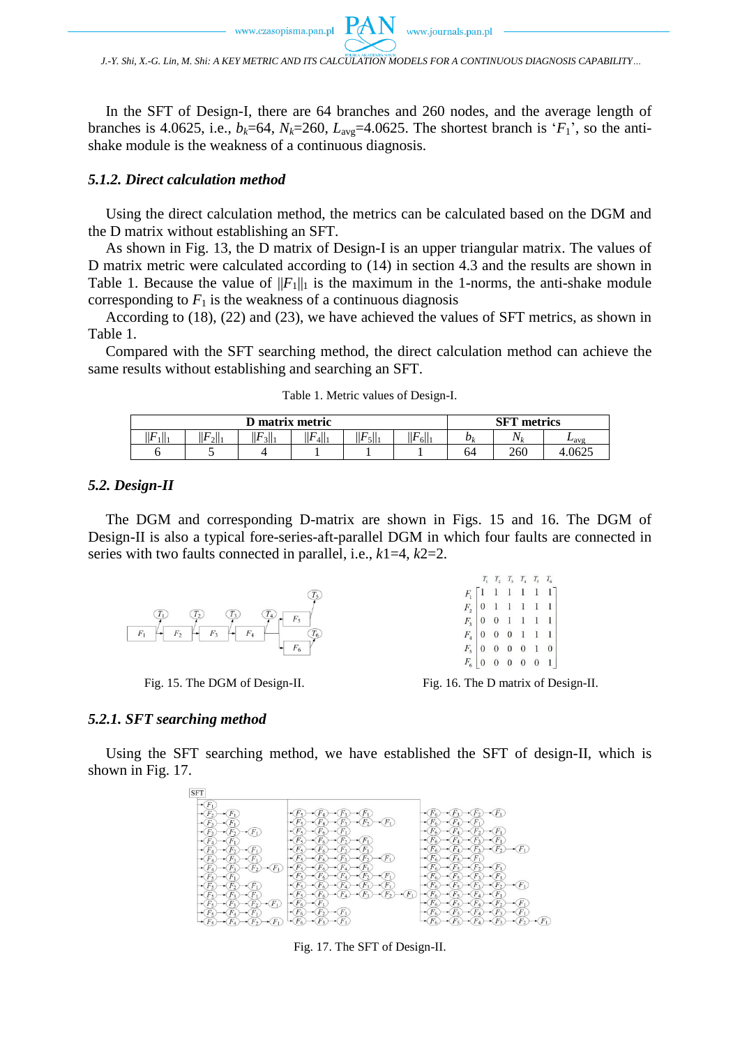In the SFT of Design-I, there are 64 branches and 260 nodes, and the average length of branches is 4.0625, i.e., $b_k$=64, $N_k$=260, $L_{avg}$=4.0625. The shortest branch is '$F_1$', so the anti-shake module is the weakness of a continuous diagnosis.

#### 5.1.2. Direct calculation method

Using the direct calculation method, the metrics can be calculated based on the DGM and the D matrix without establishing an SFT.

As shown in Fig. 13, the D matrix of Design-I is an upper triangular matrix. The values of D matrix metric were calculated according to (14) in section 4.3 and the results are shown in Table 1. Because the value of $||F_1||_1$ is the maximum in the 1-norms, the anti-shake module corresponding to $F_1$ is the weakness of a continuous diagnosis

According to (18), (22) and (23), we have achieved the values of SFT metrics, as shown in Table 1.

Compared with the SFT searching method, the direct calculation method can achieve the same results without establishing and searching an SFT.

Table 1. Metric values of Design-I.

| D matrix metric | | | | | | SFT metrics | | |
|---|---|---|---|---|---|---|---|---|
| $\lVert F_1\rVert_1$ | $\lVert F_2\rVert_1$ | $\lVert F_3\rVert_1$ | $\lVert F_4\rVert_1$ | $\lVert F_5\rVert_1$ | $\lVert F_6\rVert_1$ | $b_k$ | $N_k$ | $L_{avg}$ |
| 6 | 5 | 4 | 1 | 1 | 1 | 64 | 260 | 4.0625 |

### 5.2. Design-II

The DGM and corresponding D-matrix are shown in Figs. 15 and 16. The DGM of Design-II is also a typical fore-series-aft-parallel DGM in which four faults are connected in series with two faults connected in parallel, i.e., $k1$=4, $k2$=2.

Fig. 15. The DGM of Design-II.

$$
\begin{array}{c|cccccc}
 & T_1 & T_2 & T_3 & T_4 & T_5 & T_6 \\
\hline
F_1 & 1 & 1 & 1 & 1 & 1 & 1 \\
F_2 & 0 & 1 & 1 & 1 & 1 & 1 \\
F_3 & 0 & 0 & 1 & 1 & 1 & 1 \\
F_4 & 0 & 0 & 0 & 1 & 1 & 1 \\
F_5 & 0 & 0 & 0 & 0 & 1 & 0 \\
F_6 & 0 & 0 & 0 & 0 & 0 & 1
\end{array}
$$

Fig. 16. The D matrix of Design-II.

#### 5.2.1. SFT searching method

Using the SFT searching method, we have established the SFT of design-II, which is shown in Fig. 17.

Fig. 17. The SFT of Design-II.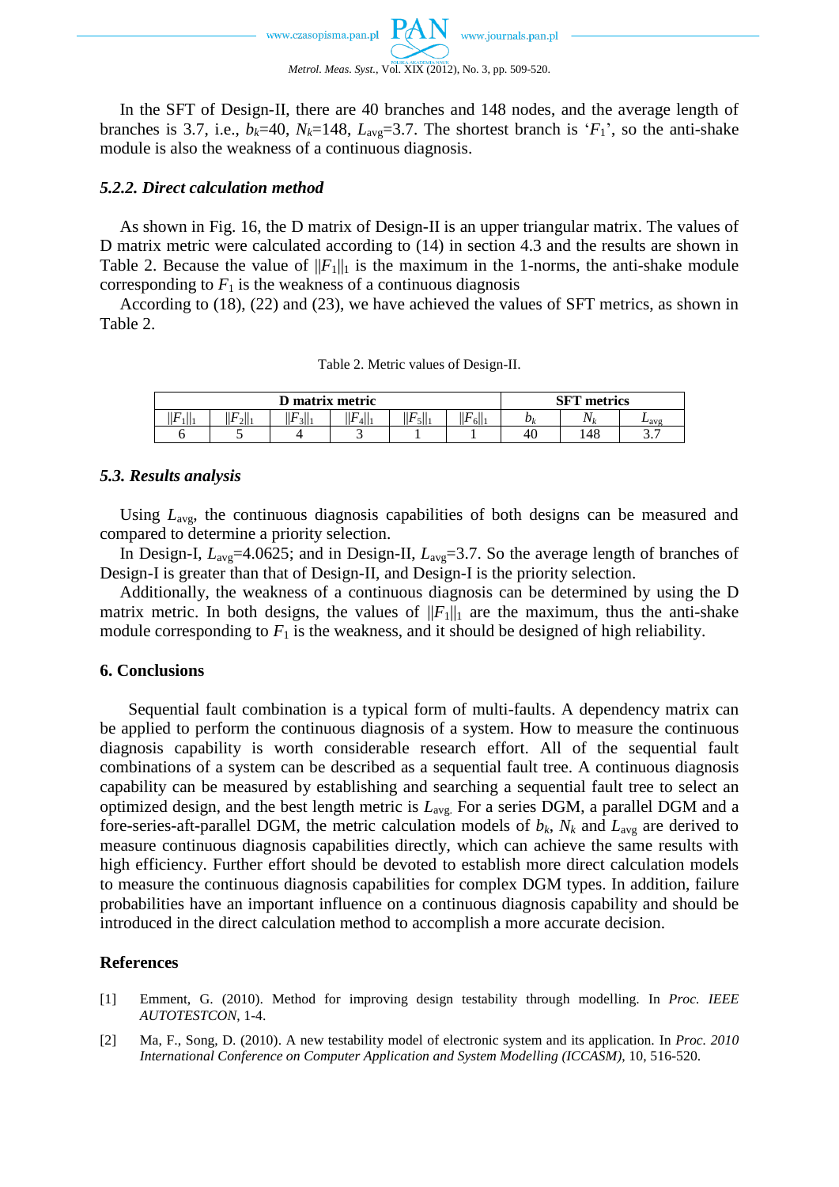In the SFT of Design-II, there are 40 branches and 148 nodes, and the average length of branches is 3.7, i.e., $b_k$=40, $N_k$=148, $L_{avg}$=3.7. The shortest branch is '$F_1$', so the anti-shake module is also the weakness of a continuous diagnosis.

### *5.2.2. Direct calculation method*

As shown in Fig. 16, the D matrix of Design-II is an upper triangular matrix. The values of D matrix metric were calculated according to (14) in section 4.3 and the results are shown in Table 2. Because the value of $||F_1||_1$ is the maximum in the 1-norms, the anti-shake module corresponding to $F_1$ is the weakness of a continuous diagnosis

According to (18), (22) and (23), we have achieved the values of SFT metrics, as shown in Table 2.

Table 2. Metric values of Design-II.

| **D matrix metric** | | | | | | **SFT metrics** | | |
|---|---|---|---|---|---|---|---|---|
| $\|\|F_1\|\|_1$ | $\|\|F_2\|\|_1$ | $\|\|F_3\|\|_1$ | $\|\|F_4\|\|_1$ | $\|\|F_5\|\|_1$ | $\|\|F_6\|\|_1$ | $b_k$ | $N_k$ | $L_{avg}$ |
| 6 | 5 | 4 | 3 | 1 | 1 | 40 | 148 | 3.7 |

## *5.3. Results analysis*

Using $L_{avg}$, the continuous diagnosis capabilities of both designs can be measured and compared to determine a priority selection.

In Design-I, $L_{avg}$=4.0625; and in Design-II, $L_{avg}$=3.7. So the average length of branches of Design-I is greater than that of Design-II, and Design-I is the priority selection.

Additionally, the weakness of a continuous diagnosis can be determined by using the D matrix metric. In both designs, the values of $||F_1||_1$ are the maximum, thus the anti-shake module corresponding to $F_1$ is the weakness, and it should be designed of high reliability.

## 6. Conclusions

Sequential fault combination is a typical form of multi-faults. A dependency matrix can be applied to perform the continuous diagnosis of a system. How to measure the continuous diagnosis capability is worth considerable research effort. All of the sequential fault combinations of a system can be described as a sequential fault tree. A continuous diagnosis capability can be measured by establishing and searching a sequential fault tree to select an optimized design, and the best length metric is $L_{avg}$. For a series DGM, a parallel DGM and a fore-series-aft-parallel DGM, the metric calculation models of $b_k$, $N_k$ and $L_{avg}$ are derived to measure continuous diagnosis capabilities directly, which can achieve the same results with high efficiency. Further effort should be devoted to establish more direct calculation models to measure the continuous diagnosis capabilities for complex DGM types. In addition, failure probabilities have an important influence on a continuous diagnosis capability and should be introduced in the direct calculation method to accomplish a more accurate decision.

## References

[1] Emment, G. (2010). Method for improving design testability through modelling. In *Proc. IEEE AUTOTESTCON*, 1-4.

[2] Ma, F., Song, D. (2010). A new testability model of electronic system and its application. In *Proc. 2010 International Conference on Computer Application and System Modelling (ICCASM)*, 10, 516-520.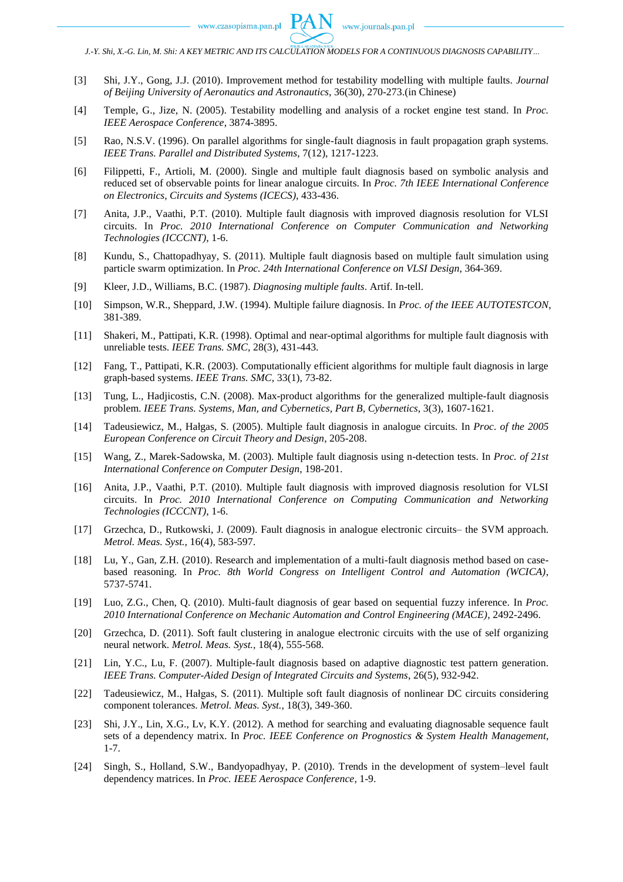[3] Shi, J.Y., Gong, J.J. (2010). Improvement method for testability modelling with multiple faults. *Journal of Beijing University of Aeronautics and Astronautics*, 36(30), 270-273.(in Chinese)

[4] Temple, G., Jize, N. (2005). Testability modelling and analysis of a rocket engine test stand. In *Proc. IEEE Aerospace Conference*, 3874-3895.

[5] Rao, N.S.V. (1996). On parallel algorithms for single-fault diagnosis in fault propagation graph systems. *IEEE Trans. Parallel and Distributed Systems*, 7(12), 1217-1223.

[6] Filippetti, F., Artioli, M. (2000). Single and multiple fault diagnosis based on symbolic analysis and reduced set of observable points for linear analogue circuits. In *Proc. 7th IEEE International Conference on Electronics, Circuits and Systems (ICECS)*, 433-436.

[7] Anita, J.P., Vaathi, P.T. (2010). Multiple fault diagnosis with improved diagnosis resolution for VLSI circuits. In *Proc. 2010 International Conference on Computer Communication and Networking Technologies (ICCCNT)*, 1-6.

[8] Kundu, S., Chattopadhyay, S. (2011). Multiple fault diagnosis based on multiple fault simulation using particle swarm optimization. In *Proc. 24th International Conference on VLSI Design*, 364-369.

[9] Kleer, J.D., Williams, B.C. (1987). *Diagnosing multiple faults*. Artif. In-tell.

[10] Simpson, W.R., Sheppard, J.W. (1994). Multiple failure diagnosis. In *Proc. of the IEEE AUTOTESTCON*, 381-389.

[11] Shakeri, M., Pattipati, K.R. (1998). Optimal and near-optimal algorithms for multiple fault diagnosis with unreliable tests. *IEEE Trans. SMC*, 28(3), 431-443.

[12] Fang, T., Pattipati, K.R. (2003). Computationally efficient algorithms for multiple fault diagnosis in large graph-based systems. *IEEE Trans. SMC*, 33(1), 73-82.

[13] Tung, L., Hadjicostis, C.N. (2008). Max-product algorithms for the generalized multiple-fault diagnosis problem. *IEEE Trans. Systems, Man, and Cybernetics, Part B, Cybernetics*, 3(3), 1607-1621.

[14] Tadeusiewicz, M., Hałgas, S. (2005). Multiple fault diagnosis in analogue circuits. In *Proc. of the 2005 European Conference on Circuit Theory and Design*, 205-208.

[15] Wang, Z., Marek-Sadowska, M. (2003). Multiple fault diagnosis using n-detection tests. In *Proc. of 21st International Conference on Computer Design*, 198-201.

[16] Anita, J.P., Vaathi, P.T. (2010). Multiple fault diagnosis with improved diagnosis resolution for VLSI circuits. In *Proc. 2010 International Conference on Computing Communication and Networking Technologies (ICCCNT)*, 1-6.

[17] Grzechca, D., Rutkowski, J. (2009). Fault diagnosis in analogue electronic circuits– the SVM approach. *Metrol. Meas. Syst.*, 16(4), 583-597.

[18] Lu, Y., Gan, Z.H. (2010). Research and implementation of a multi-fault diagnosis method based on case-based reasoning. In *Proc. 8th World Congress on Intelligent Control and Automation (WCICA)*, 5737-5741.

[19] Luo, Z.G., Chen, Q. (2010). Multi-fault diagnosis of gear based on sequential fuzzy inference. In *Proc. 2010 International Conference on Mechanic Automation and Control Engineering (MACE)*, 2492-2496.

[20] Grzechca, D. (2011). Soft fault clustering in analogue electronic circuits with the use of self organizing neural network. *Metrol. Meas. Syst.*, 18(4), 555-568.

[21] Lin, Y.C., Lu, F. (2007). Multiple-fault diagnosis based on adaptive diagnostic test pattern generation. *IEEE Trans. Computer-Aided Design of Integrated Circuits and Systems*, 26(5), 932-942.

[22] Tadeusiewicz, M., Hałgas, S. (2011). Multiple soft fault diagnosis of nonlinear DC circuits considering component tolerances. *Metrol. Meas. Syst.*, 18(3), 349-360.

[23] Shi, J.Y., Lin, X.G., Lv, K.Y. (2012). A method for searching and evaluating diagnosable sequence fault sets of a dependency matrix. In *Proc. IEEE Conference on Prognostics & System Health Management*, 1-7.

[24] Singh, S., Holland, S.W., Bandyopadhyay, P. (2010). Trends in the development of system–level fault dependency matrices. In *Proc. IEEE Aerospace Conference*, 1-9.